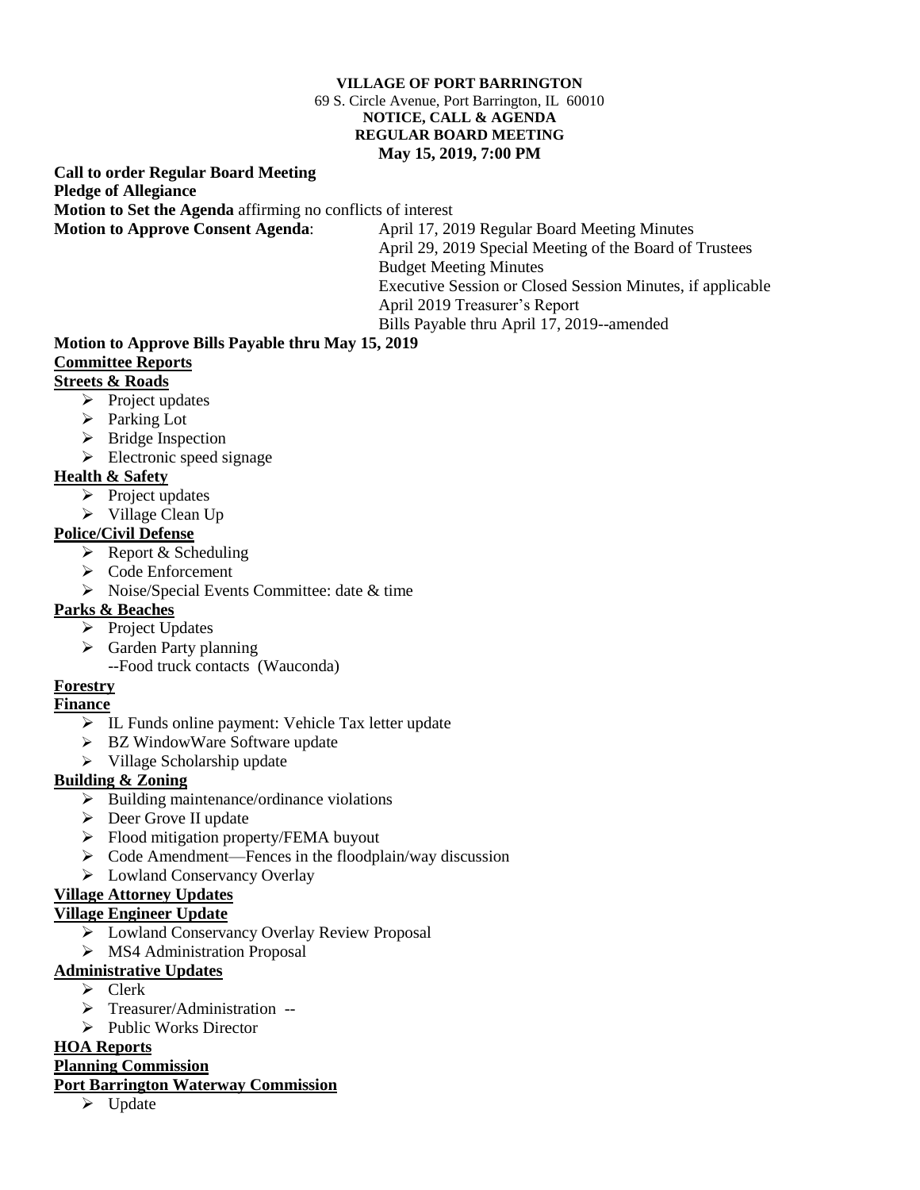**VILLAGE OF PORT BARRINGTON**
69 S. Circle Avenue, Port Barrington, IL 60010
**NOTICE, CALL & AGENDA**
**REGULAR BOARD MEETING**
**May 15, 2019, 7:00 PM**

**Call to order Regular Board Meeting**

**Pledge of Allegiance**

**Motion to Set the Agenda** affirming no conflicts of interest

**Motion to Approve Consent Agenda**:
- April 17, 2019 Regular Board Meeting Minutes
- April 29, 2019 Special Meeting of the Board of Trustees Budget Meeting Minutes
- Executive Session or Closed Session Minutes, if applicable
- April 2019 Treasurer's Report
- Bills Payable thru April 17, 2019--amended

**Motion to Approve Bills Payable thru May 15, 2019**

**Committee Reports**

**Streets & Roads**
- Project updates
- Parking Lot
- Bridge Inspection
- Electronic speed signage

**Health & Safety**
- Project updates
- Village Clean Up

**Police/Civil Defense**
- Report & Scheduling
- Code Enforcement
- Noise/Special Events Committee: date & time

**Parks & Beaches**
- Project Updates
- Garden Party planning
  --Food truck contacts (Wauconda)

**Forestry**

**Finance**
- IL Funds online payment: Vehicle Tax letter update
- BZ WindowWare Software update
- Village Scholarship update

**Building & Zoning**
- Building maintenance/ordinance violations
- Deer Grove II update
- Flood mitigation property/FEMA buyout
- Code Amendment—Fences in the floodplain/way discussion
- Lowland Conservancy Overlay

**Village Attorney Updates**

**Village Engineer Update**
- Lowland Conservancy Overlay Review Proposal
- MS4 Administration Proposal

**Administrative Updates**
- Clerk
- Treasurer/Administration --
- Public Works Director

**HOA Reports**

**Planning Commission**

**Port Barrington Waterway Commission**
- Update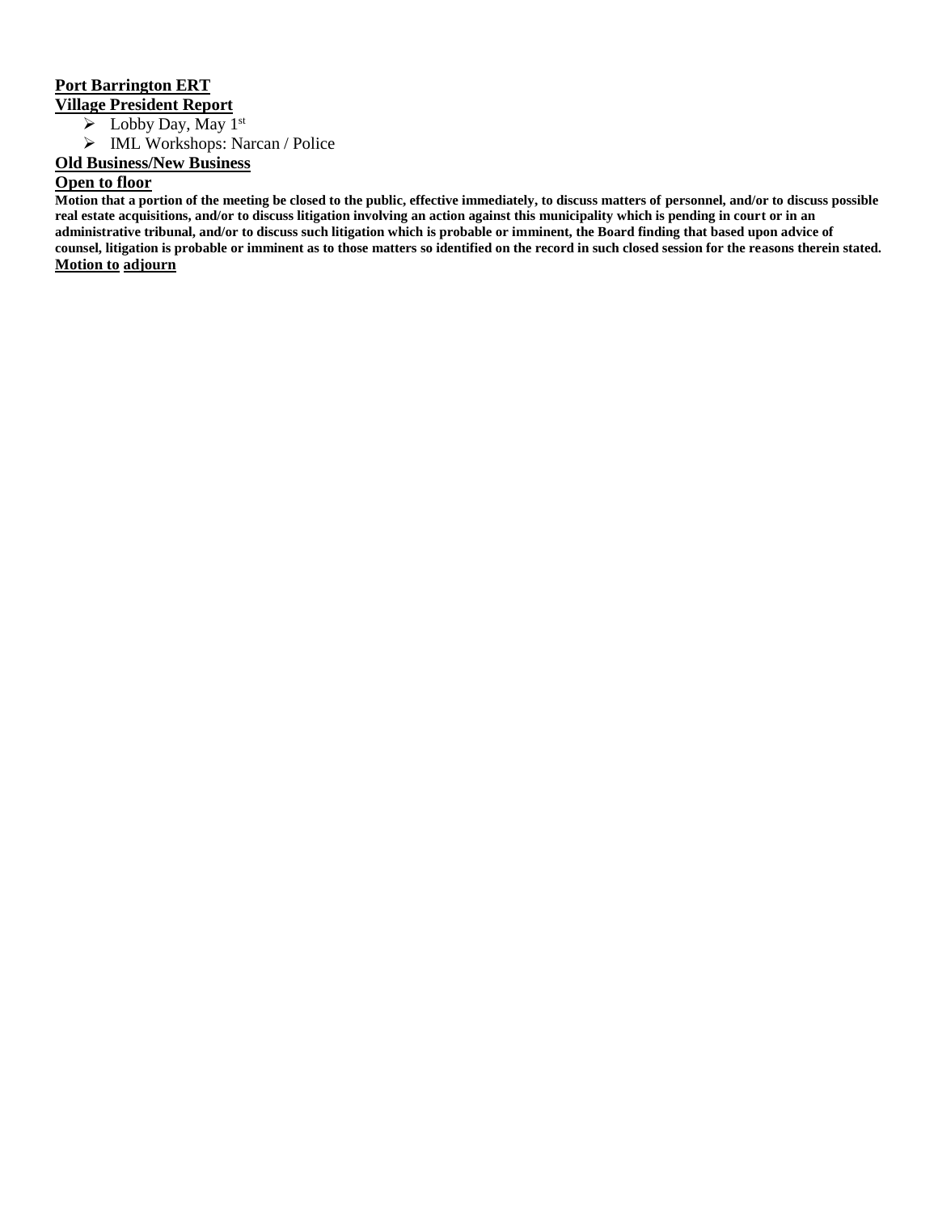**Port Barrington ERT**

**Village President Report**

- Lobby Day, May 1st
- IML Workshops: Narcan / Police

**Old Business/New Business**

**Open to floor**

**Motion that a portion of the meeting be closed to the public, effective immediately, to discuss matters of personnel, and/or to discuss possible real estate acquisitions, and/or to discuss litigation involving an action against this municipality which is pending in court or in an administrative tribunal, and/or to discuss such litigation which is probable or imminent, the Board finding that based upon advice of counsel, litigation is probable or imminent as to those matters so identified on the record in such closed session for the reasons therein stated.**

**Motion to adjourn**